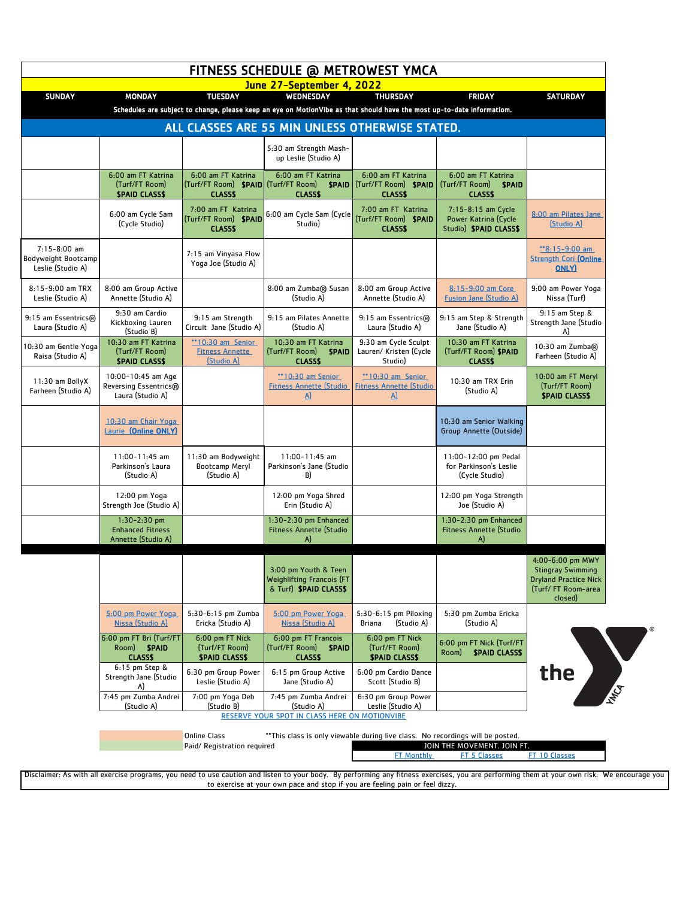# FITNESS SCHEDULE @ METROWEST YMCA

## June 27-September 4, 2022

Schedules are subject to change, please keep an eye on MotionVibe as that should have the most up-to-date information.

## ALL CLASSES ARE 55 MIN UNLESS OTHERWISE STATED.

| SUNDAY | MONDAY | TUESDAY | WEDNESDAY | THURSDAY | FRIDAY | SATURDAY |
|---|---|---|---|---|---|---|
| | | | 5:30 am Strength Mash-up Leslie (Studio A) | | | |
| | 6:00 am FT Katrina (Turf/FT Room) $PAID CLASS$ | 6:00 am FT Katrina (Turf/FT Room) $PAID CLASS$ | 6:00 am FT Katrina (Turf/FT Room) $PAID CLASS$ | 6:00 am FT Katrina (Turf/FT Room) $PAID CLASS$ | 6:00 am FT Katrina (Turf/FT Room) $PAID CLASS$ | |
| | 6:00 am Cycle Sam (Cycle Studio) | 7:00 am FT Katrina (Turf/FT Room) $PAID CLASS$ | 6:00 am Cycle Sam (Cycle Studio) | 7:00 am FT Katrina (Turf/FT Room) $PAID CLASS$ | 7:15-8:15 am Cycle Power Katrina (Cycle Studio) $PAID CLASS$ | 8:00 am Pilates Jane (Studio A) |
| 7:15-8:00 am Bodyweight Bootcamp Leslie (Studio A) | | 7:15 am Vinyasa Flow Yoga Joe (Studio A) | | | | **8:15-9:00 am Strength Cori (Online ONLY) |
| 8:15-9:00 am TRX Leslie (Studio A) | 8:00 am Group Active Annette (Studio A) | | 8:00 am Zumba® Susan (Studio A) | 8:00 am Group Active Annette (Studio A) | 8:15-9:00 am Core Fusion Jane (Studio A) | 9:00 am Power Yoga Nissa (Turf) |
| 9:15 am Essentrics® Laura (Studio A) | 9:30 am Cardio Kickboxing Lauren (Studio B) | 9:15 am Strength Circuit Jane (Studio A) | 9:15 am Pilates Annette (Studio A) | 9:15 am Essentrics® Laura (Studio A) | 9:15 am Step & Strength Jane (Studio A) | 9:15 am Step & Strength Jane (Studio A) |
| 10:30 am Gentle Yoga Raisa (Studio A) | 10:30 am FT Katrina (Turf/FT Room) $PAID CLASS$ | **10:30 am Senior Fitness Annette (Studio A) | 10:30 am FT Katrina (Turf/FT Room) $PAID CLASS$ | 9:30 am Cycle Sculpt Lauren/ Kristen (Cycle Studio) | 10:30 am FT Katrina (Turf/FT Room) $PAID CLASS$ | 10:30 am Zumba® Farheen (Studio A) |
| 11:30 am BollyX Farheen (Studio A) | 10:00-10:45 am Age Reversing Essentrics® Laura (Studio A) | | **10:30 am Senior Fitness Annette (Studio A) | **10:30 am Senior Fitness Annette (Studio A) | 10:30 am TRX Erin (Studio A) | 10:00 am FT Meryl (Turf/FT Room) $PAID CLASS$ |
| | 10:30 am Chair Yoga Laurie (Online ONLY) | | | | 10:30 am Senior Walking Group Annette (Outside) | |
| | 11:00-11:45 am Parkinson's Laura (Studio A) | 11:30 am Bodyweight Bootcamp Meryl (Studio A) | 11:00-11:45 am Parkinson's Jane (Studio B) | | 11:00-12:00 pm Pedal for Parkinson's Leslie (Cycle Studio) | |
| | 12:00 pm Yoga Strength Joe (Studio A) | | 12:00 pm Yoga Shred Erin (Studio A) | | 12:00 pm Yoga Strength Joe (Studio A) | |
| | 1:30-2:30 pm Enhanced Fitness Annette (Studio A) | | 1:30-2:30 pm Enhanced Fitness Annette (Studio A) | | 1:30-2:30 pm Enhanced Fitness Annette (Studio A) | |
| | | | 3:00 pm Youth & Teen Weighlifting Francois (FT & Turf) $PAID CLASS$ | | | 4:00-6:00 pm MWY Stingray Swimming Dryland Practice Nick (Turf/ FT Room-area closed) |
| | 5:00 pm Power Yoga Nissa (Studio A) | 5:30-6:15 pm Zumba Ericka (Studio A) | 5:00 pm Power Yoga Nissa (Studio A) | 5:30-6:15 pm Piloxing Briana (Studio A) | 5:30 pm Zumba Ericka (Studio A) | |
| | 6:00 pm FT Bri (Turf/FT Room) $PAID CLASS$ | 6:00 pm FT Nick (Turf/FT Room) $PAID CLASS$ | 6:00 pm FT Francois (Turf/FT Room) $PAID CLASS$ | 6:00 pm FT Nick (Turf/FT Room) $PAID CLASS$ | 6:00 pm FT Nick (Turf/FT Room) $PAID CLASS$ | |
| | 6:15 pm Step & Strength Jane (Studio A) | 6:30 pm Group Power Leslie (Studio A) | 6:15 pm Group Active Jane (Studio A) | 6:00 pm Cardio Dance Scott (Studio B) | | |
| | 7:45 pm Zumba Andrei (Studio A) | 7:00 pm Yoga Deb (Studio B) | 7:45 pm Zumba Andrei (Studio A) | 6:30 pm Group Power Leslie (Studio A) | | |

RESERVE YOUR SPOT IN CLASS HERE ON MOTIONVIBE

Online Class
Paid/ Registration required

**This class is only viewable during live class. No recordings will be posted.

JOIN THE MOVEMENT. JOIN FT.
FT Monthly | FT 5 Classes | FT 10 Classes

Disclaimer: As with all exercise programs, you need to use caution and listen to your body. By performing any fitness exercises, you are performing them at your own risk. We encourage you to exercise at your own pace and stop if you are feeling pain or feel dizzy.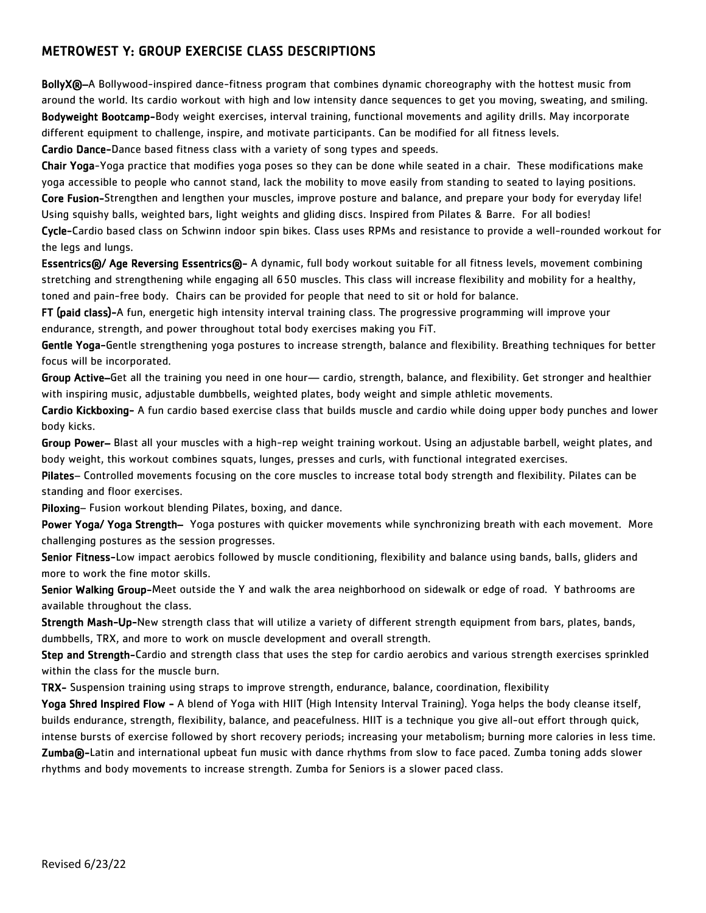## METROWEST Y: GROUP EXERCISE CLASS DESCRIPTIONS

**BollyX®**–A Bollywood-inspired dance-fitness program that combines dynamic choreography with the hottest music from around the world. Its cardio workout with high and low intensity dance sequences to get you moving, sweating, and smiling.

**Bodyweight Bootcamp**-Body weight exercises, interval training, functional movements and agility drills. May incorporate different equipment to challenge, inspire, and motivate participants. Can be modified for all fitness levels.

**Cardio Dance**-Dance based fitness class with a variety of song types and speeds.

**Chair Yoga**-Yoga practice that modifies yoga poses so they can be done while seated in a chair. These modifications make yoga accessible to people who cannot stand, lack the mobility to move easily from standing to seated to laying positions.

**Core Fusion**-Strengthen and lengthen your muscles, improve posture and balance, and prepare your body for everyday life! Using squishy balls, weighted bars, light weights and gliding discs. Inspired from Pilates & Barre. For all bodies!

**Cycle**-Cardio based class on Schwinn indoor spin bikes. Class uses RPMs and resistance to provide a well-rounded workout for the legs and lungs.

**Essentrics®/ Age Reversing Essentrics®**- A dynamic, full body workout suitable for all fitness levels, movement combining stretching and strengthening while engaging all 650 muscles. This class will increase flexibility and mobility for a healthy, toned and pain-free body. Chairs can be provided for people that need to sit or hold for balance.

**FT (paid class)**-A fun, energetic high intensity interval training class. The progressive programming will improve your endurance, strength, and power throughout total body exercises making you FiT.

**Gentle Yoga**-Gentle strengthening yoga postures to increase strength, balance and flexibility. Breathing techniques for better focus will be incorporated.

**Group Active**–Get all the training you need in one hour— cardio, strength, balance, and flexibility. Get stronger and healthier with inspiring music, adjustable dumbbells, weighted plates, body weight and simple athletic movements.

**Cardio Kickboxing**- A fun cardio based exercise class that builds muscle and cardio while doing upper body punches and lower body kicks.

**Group Power**– Blast all your muscles with a high-rep weight training workout. Using an adjustable barbell, weight plates, and body weight, this workout combines squats, lunges, presses and curls, with functional integrated exercises.

**Pilates**– Controlled movements focusing on the core muscles to increase total body strength and flexibility. Pilates can be standing and floor exercises.

**Piloxing**– Fusion workout blending Pilates, boxing, and dance.

**Power Yoga/ Yoga Strength**– Yoga postures with quicker movements while synchronizing breath with each movement. More challenging postures as the session progresses.

**Senior Fitness**-Low impact aerobics followed by muscle conditioning, flexibility and balance using bands, balls, gliders and more to work the fine motor skills.

**Senior Walking Group**-Meet outside the Y and walk the area neighborhood on sidewalk or edge of road. Y bathrooms are available throughout the class.

**Strength Mash-Up**-New strength class that will utilize a variety of different strength equipment from bars, plates, bands, dumbbells, TRX, and more to work on muscle development and overall strength.

**Step and Strength**-Cardio and strength class that uses the step for cardio aerobics and various strength exercises sprinkled within the class for the muscle burn.

**TRX**- Suspension training using straps to improve strength, endurance, balance, coordination, flexibility

**Yoga Shred Inspired Flow** - A blend of Yoga with HIIT (High Intensity Interval Training). Yoga helps the body cleanse itself, builds endurance, strength, flexibility, balance, and peacefulness. HIIT is a technique you give all-out effort through quick, intense bursts of exercise followed by short recovery periods; increasing your metabolism; burning more calories in less time.

**Zumba®**-Latin and international upbeat fun music with dance rhythms from slow to face paced. Zumba toning adds slower rhythms and body movements to increase strength. Zumba for Seniors is a slower paced class.

Revised 6/23/22